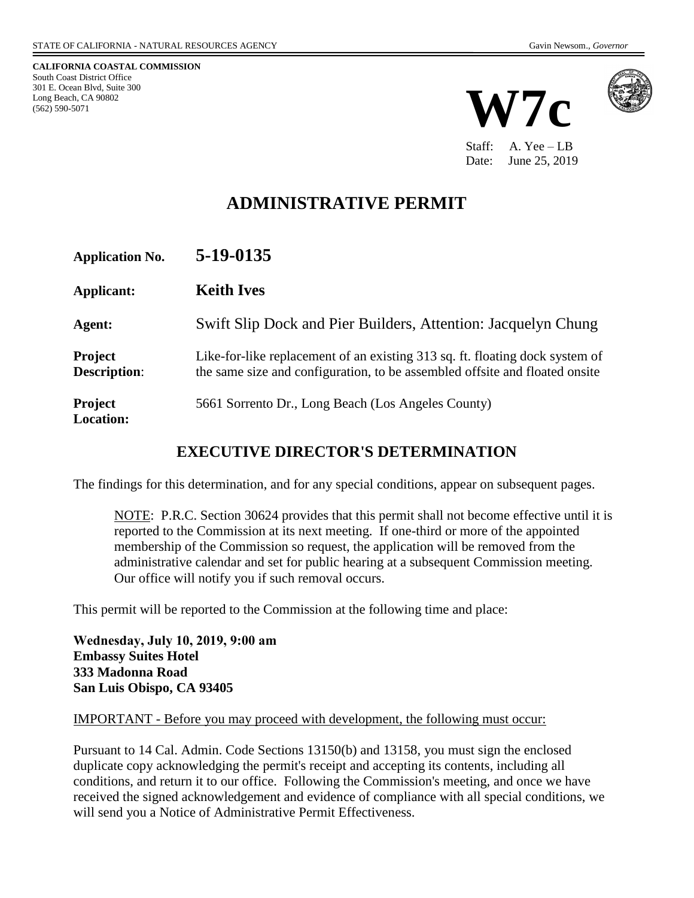STATE OF CALIFORNIA - NATURAL RESOURCES AGENCY Gavin Newsom., *Governor*

**CALIFORNIA COASTAL COMMISSION**
South Coast District Office
301 E. Ocean Blvd, Suite 300
Long Beach, CA 90802
(562) 590-5071

# W7c

Staff: A. Yee – LB
Date: June 25, 2019

## ADMINISTRATIVE PERMIT

| | |
|---|---|
| **Application No.** | **5-19-0135** |
| **Applicant:** | **Keith Ives** |
| **Agent:** | Swift Slip Dock and Pier Builders, Attention: Jacquelyn Chung |
| **Project Description**: | Like-for-like replacement of an existing 313 sq. ft. floating dock system of the same size and configuration, to be assembled offsite and floated onsite |
| **Project Location:** | 5661 Sorrento Dr., Long Beach (Los Angeles County) |

## EXECUTIVE DIRECTOR'S DETERMINATION

The findings for this determination, and for any special conditions, appear on subsequent pages.

> NOTE: P.R.C. Section 30624 provides that this permit shall not become effective until it is reported to the Commission at its next meeting. If one-third or more of the appointed membership of the Commission so request, the application will be removed from the administrative calendar and set for public hearing at a subsequent Commission meeting. Our office will notify you if such removal occurs.

This permit will be reported to the Commission at the following time and place:

**Wednesday, July 10, 2019, 9:00 am**
**Embassy Suites Hotel**
**333 Madonna Road**
**San Luis Obispo, CA 93405**

IMPORTANT - Before you may proceed with development, the following must occur:

Pursuant to 14 Cal. Admin. Code Sections 13150(b) and 13158, you must sign the enclosed duplicate copy acknowledging the permit's receipt and accepting its contents, including all conditions, and return it to our office. Following the Commission's meeting, and once we have received the signed acknowledgement and evidence of compliance with all special conditions, we will send you a Notice of Administrative Permit Effectiveness.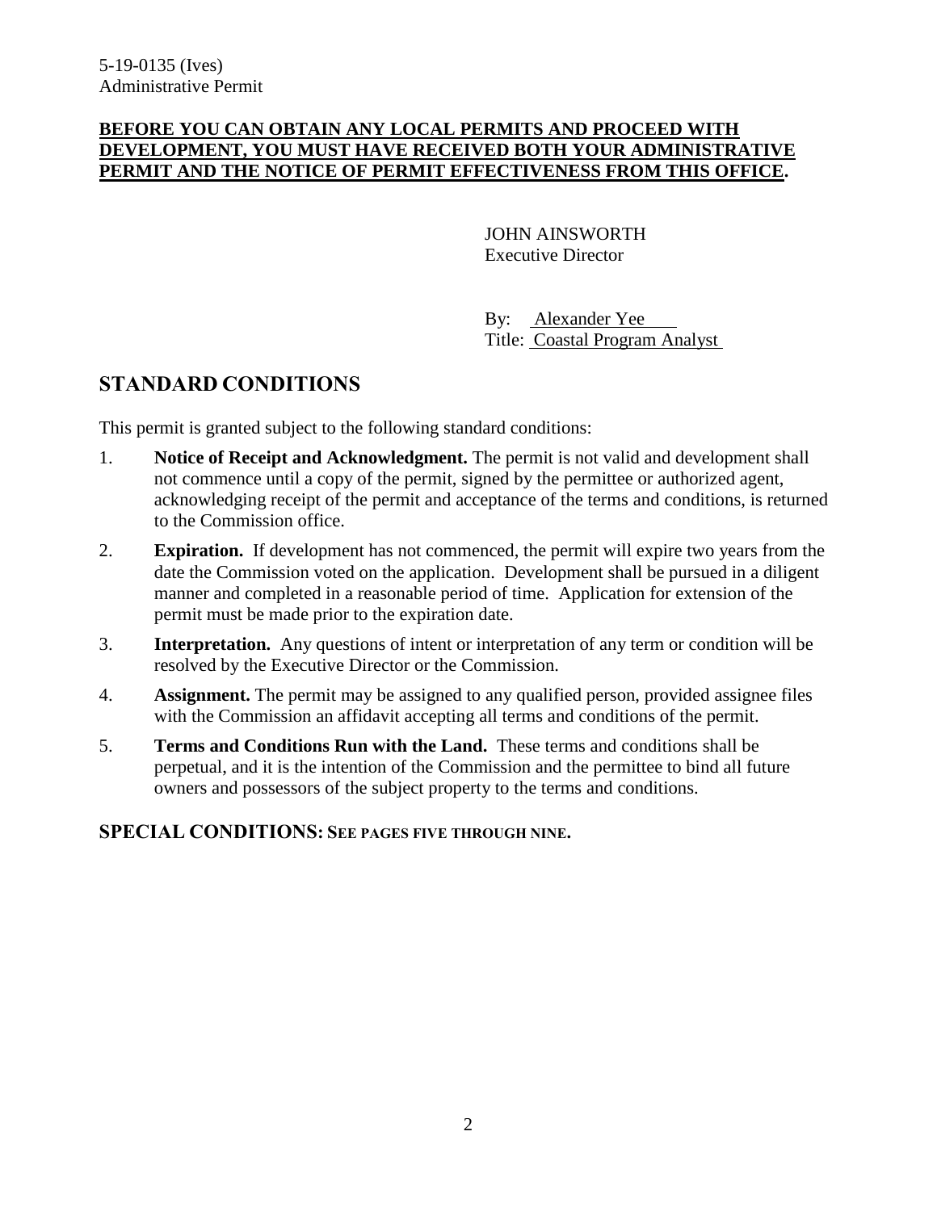**BEFORE YOU CAN OBTAIN ANY LOCAL PERMITS AND PROCEED WITH DEVELOPMENT, YOU MUST HAVE RECEIVED BOTH YOUR ADMINISTRATIVE PERMIT AND THE NOTICE OF PERMIT EFFECTIVENESS FROM THIS OFFICE.**

JOHN AINSWORTH
Executive Director

By: Alexander Yee
Title: Coastal Program Analyst

## STANDARD CONDITIONS

This permit is granted subject to the following standard conditions:

1. **Notice of Receipt and Acknowledgment.** The permit is not valid and development shall not commence until a copy of the permit, signed by the permittee or authorized agent, acknowledging receipt of the permit and acceptance of the terms and conditions, is returned to the Commission office.
2. **Expiration.** If development has not commenced, the permit will expire two years from the date the Commission voted on the application. Development shall be pursued in a diligent manner and completed in a reasonable period of time. Application for extension of the permit must be made prior to the expiration date.
3. **Interpretation.** Any questions of intent or interpretation of any term or condition will be resolved by the Executive Director or the Commission.
4. **Assignment.** The permit may be assigned to any qualified person, provided assignee files with the Commission an affidavit accepting all terms and conditions of the permit.
5. **Terms and Conditions Run with the Land.** These terms and conditions shall be perpetual, and it is the intention of the Commission and the permittee to bind all future owners and possessors of the subject property to the terms and conditions.

## SPECIAL CONDITIONS: SEE PAGES FIVE THROUGH NINE.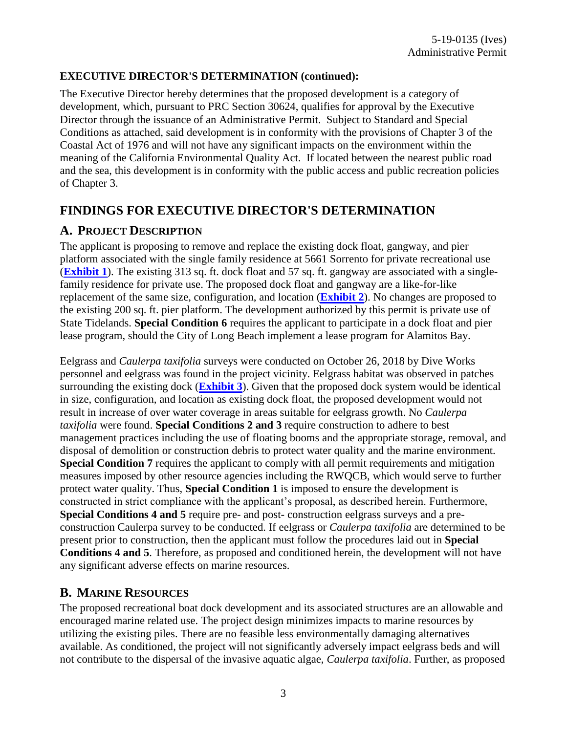**EXECUTIVE DIRECTOR'S DETERMINATION (continued):**

The Executive Director hereby determines that the proposed development is a category of development, which, pursuant to PRC Section 30624, qualifies for approval by the Executive Director through the issuance of an Administrative Permit. Subject to Standard and Special Conditions as attached, said development is in conformity with the provisions of Chapter 3 of the Coastal Act of 1976 and will not have any significant impacts on the environment within the meaning of the California Environmental Quality Act. If located between the nearest public road and the sea, this development is in conformity with the public access and public recreation policies of Chapter 3.

# FINDINGS FOR EXECUTIVE DIRECTOR'S DETERMINATION

## A. PROJECT DESCRIPTION

The applicant is proposing to remove and replace the existing dock float, gangway, and pier platform associated with the single family residence at 5661 Sorrento for private recreational use (**Exhibit 1**). The existing 313 sq. ft. dock float and 57 sq. ft. gangway are associated with a single-family residence for private use. The proposed dock float and gangway are a like-for-like replacement of the same size, configuration, and location (**Exhibit 2**). No changes are proposed to the existing 200 sq. ft. pier platform. The development authorized by this permit is private use of State Tidelands. **Special Condition 6** requires the applicant to participate in a dock float and pier lease program, should the City of Long Beach implement a lease program for Alamitos Bay.

Eelgrass and *Caulerpa taxifolia* surveys were conducted on October 26, 2018 by Dive Works personnel and eelgrass was found in the project vicinity. Eelgrass habitat was observed in patches surrounding the existing dock (**Exhibit 3**). Given that the proposed dock system would be identical in size, configuration, and location as existing dock float, the proposed development would not result in increase of over water coverage in areas suitable for eelgrass growth. No *Caulerpa taxifolia* were found. **Special Conditions 2 and 3** require construction to adhere to best management practices including the use of floating booms and the appropriate storage, removal, and disposal of demolition or construction debris to protect water quality and the marine environment. **Special Condition 7** requires the applicant to comply with all permit requirements and mitigation measures imposed by other resource agencies including the RWQCB, which would serve to further protect water quality. Thus, **Special Condition 1** is imposed to ensure the development is constructed in strict compliance with the applicant's proposal, as described herein. Furthermore, **Special Conditions 4 and 5** require pre- and post- construction eelgrass surveys and a pre-construction Caulerpa survey to be conducted. If eelgrass or *Caulerpa taxifolia* are determined to be present prior to construction, then the applicant must follow the procedures laid out in **Special Conditions 4 and 5**. Therefore, as proposed and conditioned herein, the development will not have any significant adverse effects on marine resources.

## B. MARINE RESOURCES

The proposed recreational boat dock development and its associated structures are an allowable and encouraged marine related use. The project design minimizes impacts to marine resources by utilizing the existing piles. There are no feasible less environmentally damaging alternatives available. As conditioned, the project will not significantly adversely impact eelgrass beds and will not contribute to the dispersal of the invasive aquatic algae, *Caulerpa taxifolia*. Further, as proposed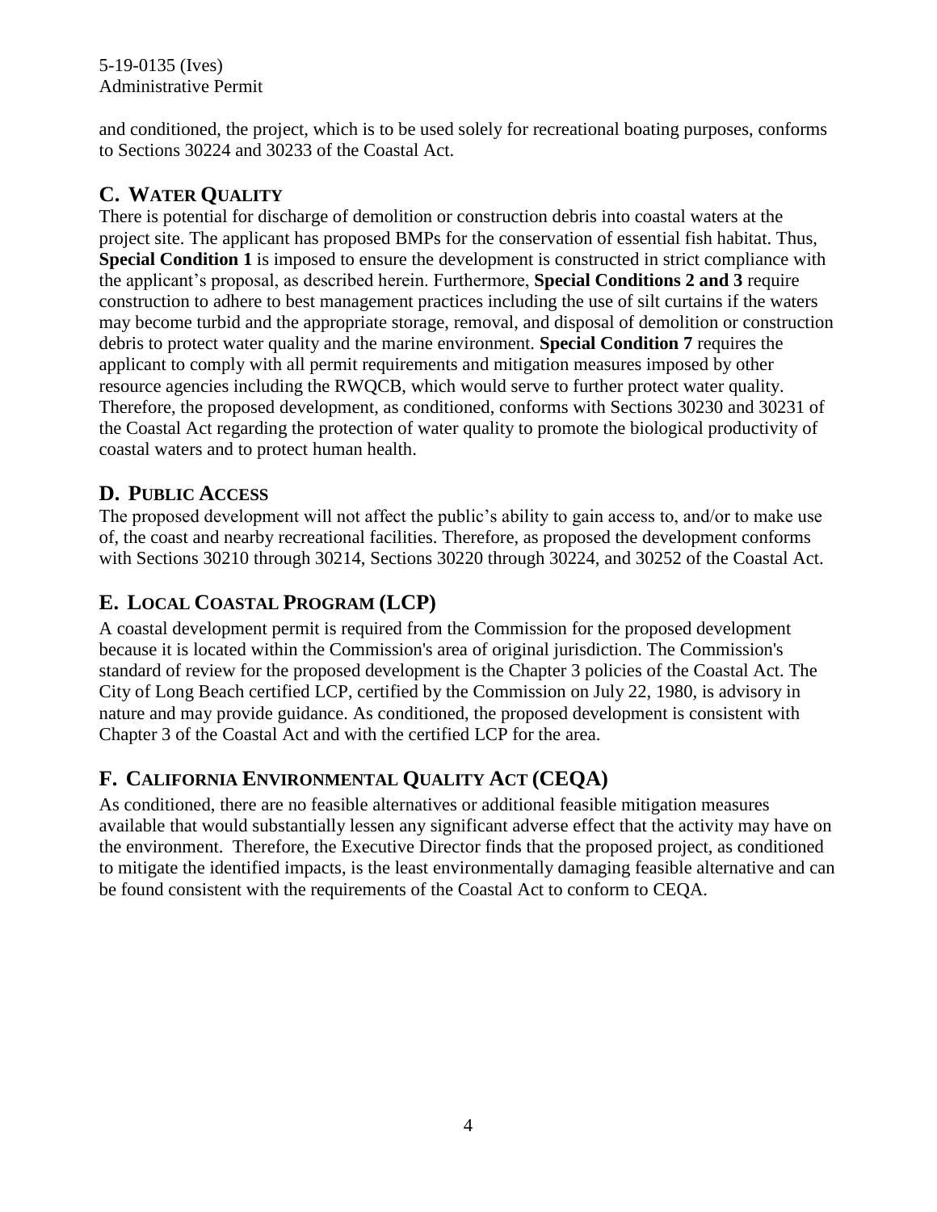and conditioned, the project, which is to be used solely for recreational boating purposes, conforms to Sections 30224 and 30233 of the Coastal Act.

## C. WATER QUALITY

There is potential for discharge of demolition or construction debris into coastal waters at the project site. The applicant has proposed BMPs for the conservation of essential fish habitat. Thus, **Special Condition 1** is imposed to ensure the development is constructed in strict compliance with the applicant's proposal, as described herein. Furthermore, **Special Conditions 2 and 3** require construction to adhere to best management practices including the use of silt curtains if the waters may become turbid and the appropriate storage, removal, and disposal of demolition or construction debris to protect water quality and the marine environment. **Special Condition 7** requires the applicant to comply with all permit requirements and mitigation measures imposed by other resource agencies including the RWQCB, which would serve to further protect water quality. Therefore, the proposed development, as conditioned, conforms with Sections 30230 and 30231 of the Coastal Act regarding the protection of water quality to promote the biological productivity of coastal waters and to protect human health.

## D. PUBLIC ACCESS

The proposed development will not affect the public's ability to gain access to, and/or to make use of, the coast and nearby recreational facilities. Therefore, as proposed the development conforms with Sections 30210 through 30214, Sections 30220 through 30224, and 30252 of the Coastal Act.

## E. LOCAL COASTAL PROGRAM (LCP)

A coastal development permit is required from the Commission for the proposed development because it is located within the Commission's area of original jurisdiction. The Commission's standard of review for the proposed development is the Chapter 3 policies of the Coastal Act. The City of Long Beach certified LCP, certified by the Commission on July 22, 1980, is advisory in nature and may provide guidance. As conditioned, the proposed development is consistent with Chapter 3 of the Coastal Act and with the certified LCP for the area.

## F. CALIFORNIA ENVIRONMENTAL QUALITY ACT (CEQA)

As conditioned, there are no feasible alternatives or additional feasible mitigation measures available that would substantially lessen any significant adverse effect that the activity may have on the environment. Therefore, the Executive Director finds that the proposed project, as conditioned to mitigate the identified impacts, is the least environmentally damaging feasible alternative and can be found consistent with the requirements of the Coastal Act to conform to CEQA.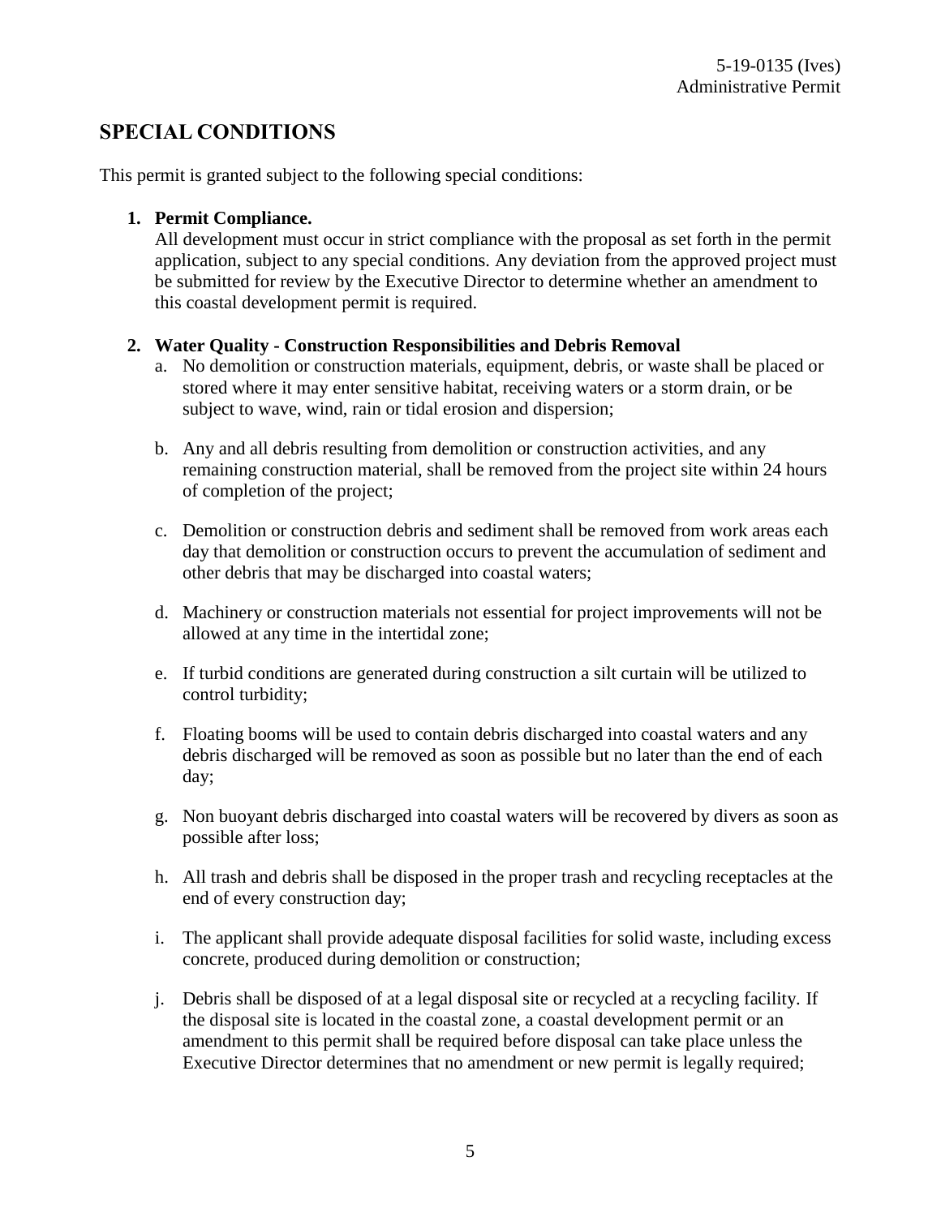## SPECIAL CONDITIONS

This permit is granted subject to the following special conditions:

1. **Permit Compliance.**
   All development must occur in strict compliance with the proposal as set forth in the permit application, subject to any special conditions. Any deviation from the approved project must be submitted for review by the Executive Director to determine whether an amendment to this coastal development permit is required.

2. **Water Quality - Construction Responsibilities and Debris Removal**
   a. No demolition or construction materials, equipment, debris, or waste shall be placed or stored where it may enter sensitive habitat, receiving waters or a storm drain, or be subject to wave, wind, rain or tidal erosion and dispersion;

   b. Any and all debris resulting from demolition or construction activities, and any remaining construction material, shall be removed from the project site within 24 hours of completion of the project;

   c. Demolition or construction debris and sediment shall be removed from work areas each day that demolition or construction occurs to prevent the accumulation of sediment and other debris that may be discharged into coastal waters;

   d. Machinery or construction materials not essential for project improvements will not be allowed at any time in the intertidal zone;

   e. If turbid conditions are generated during construction a silt curtain will be utilized to control turbidity;

   f. Floating booms will be used to contain debris discharged into coastal waters and any debris discharged will be removed as soon as possible but no later than the end of each day;

   g. Non buoyant debris discharged into coastal waters will be recovered by divers as soon as possible after loss;

   h. All trash and debris shall be disposed in the proper trash and recycling receptacles at the end of every construction day;

   i. The applicant shall provide adequate disposal facilities for solid waste, including excess concrete, produced during demolition or construction;

   j. Debris shall be disposed of at a legal disposal site or recycled at a recycling facility. If the disposal site is located in the coastal zone, a coastal development permit or an amendment to this permit shall be required before disposal can take place unless the Executive Director determines that no amendment or new permit is legally required;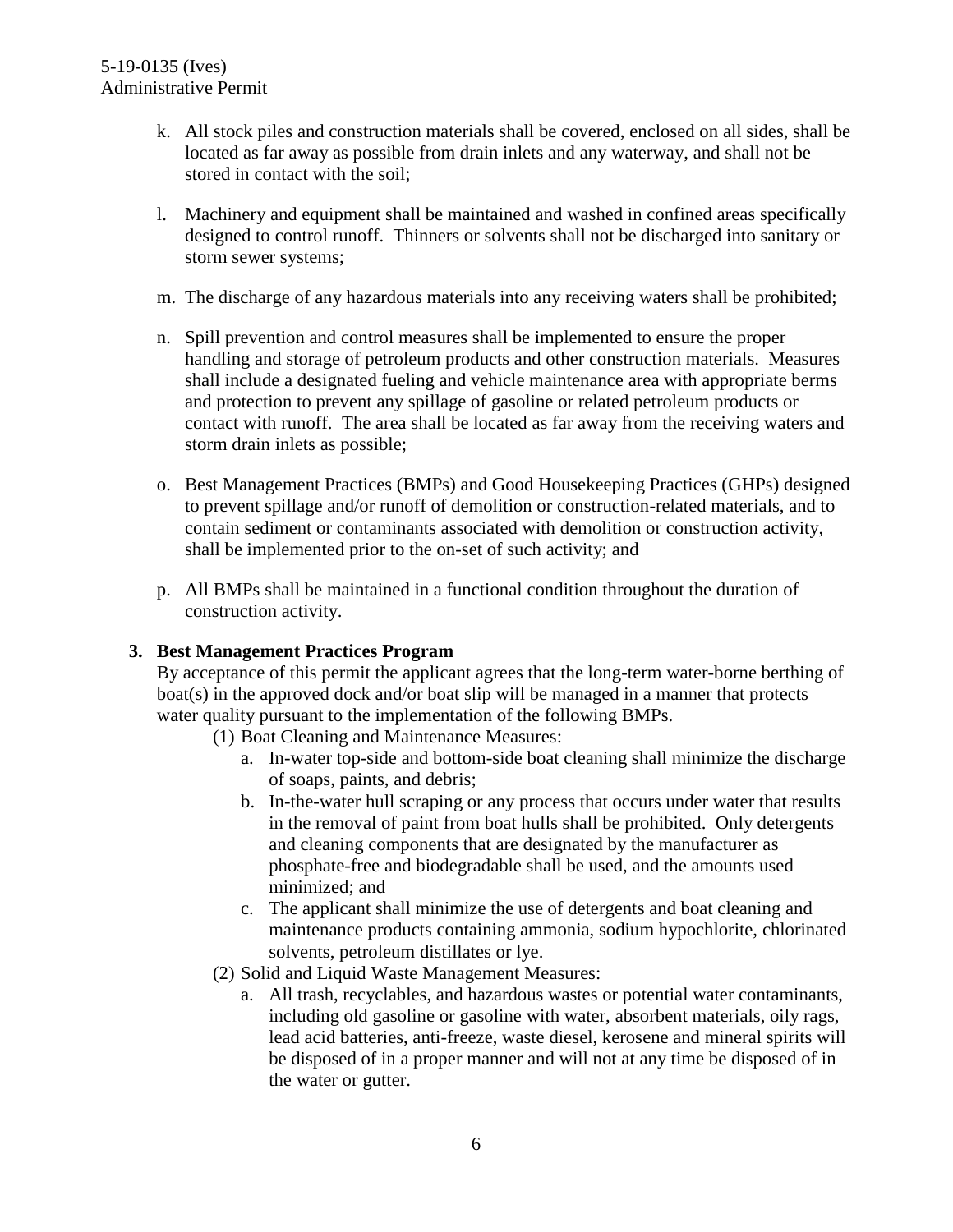k. All stock piles and construction materials shall be covered, enclosed on all sides, shall be located as far away as possible from drain inlets and any waterway, and shall not be stored in contact with the soil;

l. Machinery and equipment shall be maintained and washed in confined areas specifically designed to control runoff. Thinners or solvents shall not be discharged into sanitary or storm sewer systems;

m. The discharge of any hazardous materials into any receiving waters shall be prohibited;

n. Spill prevention and control measures shall be implemented to ensure the proper handling and storage of petroleum products and other construction materials. Measures shall include a designated fueling and vehicle maintenance area with appropriate berms and protection to prevent any spillage of gasoline or related petroleum products or contact with runoff. The area shall be located as far away from the receiving waters and storm drain inlets as possible;

o. Best Management Practices (BMPs) and Good Housekeeping Practices (GHPs) designed to prevent spillage and/or runoff of demolition or construction-related materials, and to contain sediment or contaminants associated with demolition or construction activity, shall be implemented prior to the on-set of such activity; and

p. All BMPs shall be maintained in a functional condition throughout the duration of construction activity.

**3. Best Management Practices Program**

By acceptance of this permit the applicant agrees that the long-term water-borne berthing of boat(s) in the approved dock and/or boat slip will be managed in a manner that protects water quality pursuant to the implementation of the following BMPs.

(1) Boat Cleaning and Maintenance Measures:

a. In-water top-side and bottom-side boat cleaning shall minimize the discharge of soaps, paints, and debris;

b. In-the-water hull scraping or any process that occurs under water that results in the removal of paint from boat hulls shall be prohibited. Only detergents and cleaning components that are designated by the manufacturer as phosphate-free and biodegradable shall be used, and the amounts used minimized; and

c. The applicant shall minimize the use of detergents and boat cleaning and maintenance products containing ammonia, sodium hypochlorite, chlorinated solvents, petroleum distillates or lye.

(2) Solid and Liquid Waste Management Measures:

a. All trash, recyclables, and hazardous wastes or potential water contaminants, including old gasoline or gasoline with water, absorbent materials, oily rags, lead acid batteries, anti-freeze, waste diesel, kerosene and mineral spirits will be disposed of in a proper manner and will not at any time be disposed of in the water or gutter.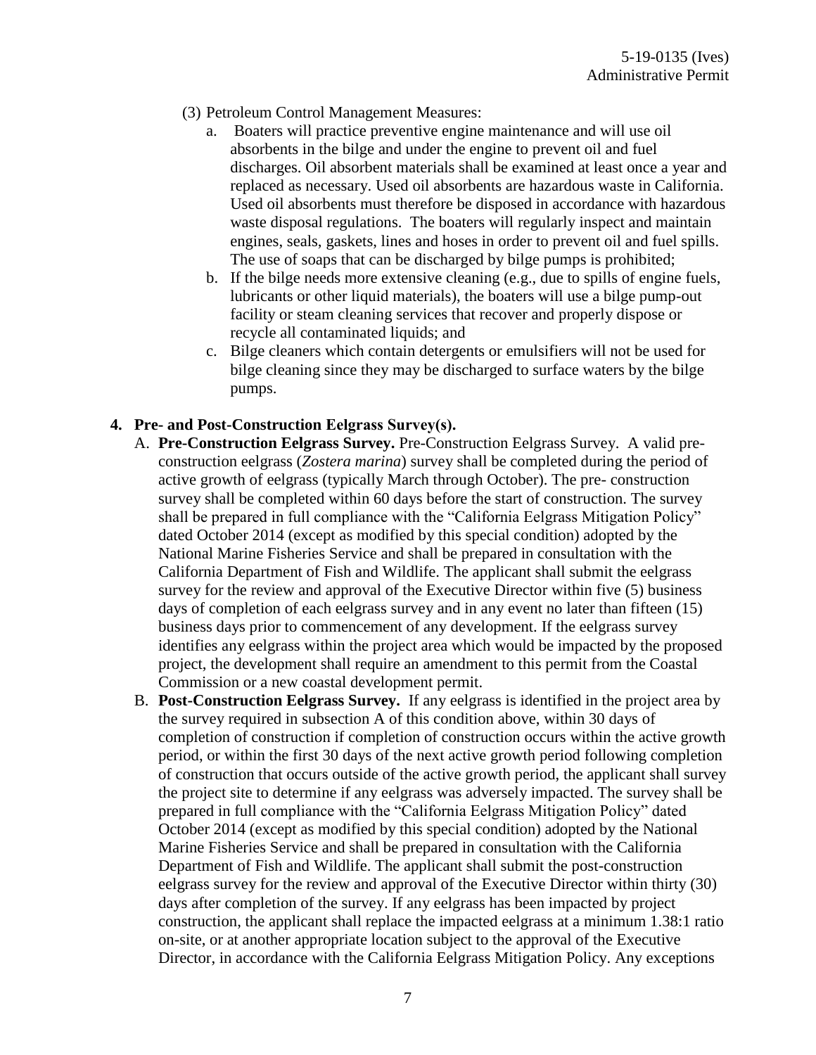(3) Petroleum Control Management Measures:

   a. Boaters will practice preventive engine maintenance and will use oil absorbents in the bilge and under the engine to prevent oil and fuel discharges. Oil absorbent materials shall be examined at least once a year and replaced as necessary. Used oil absorbents are hazardous waste in California. Used oil absorbents must therefore be disposed in accordance with hazardous waste disposal regulations. The boaters will regularly inspect and maintain engines, seals, gaskets, lines and hoses in order to prevent oil and fuel spills. The use of soaps that can be discharged by bilge pumps is prohibited;

   b. If the bilge needs more extensive cleaning (e.g., due to spills of engine fuels, lubricants or other liquid materials), the boaters will use a bilge pump-out facility or steam cleaning services that recover and properly dispose or recycle all contaminated liquids; and

   c. Bilge cleaners which contain detergents or emulsifiers will not be used for bilge cleaning since they may be discharged to surface waters by the bilge pumps.

**4. Pre- and Post-Construction Eelgrass Survey(s).**

A. **Pre-Construction Eelgrass Survey.** Pre-Construction Eelgrass Survey. A valid pre-construction eelgrass (*Zostera marina*) survey shall be completed during the period of active growth of eelgrass (typically March through October). The pre- construction survey shall be completed within 60 days before the start of construction. The survey shall be prepared in full compliance with the "California Eelgrass Mitigation Policy" dated October 2014 (except as modified by this special condition) adopted by the National Marine Fisheries Service and shall be prepared in consultation with the California Department of Fish and Wildlife. The applicant shall submit the eelgrass survey for the review and approval of the Executive Director within five (5) business days of completion of each eelgrass survey and in any event no later than fifteen (15) business days prior to commencement of any development. If the eelgrass survey identifies any eelgrass within the project area which would be impacted by the proposed project, the development shall require an amendment to this permit from the Coastal Commission or a new coastal development permit.

B. **Post-Construction Eelgrass Survey.** If any eelgrass is identified in the project area by the survey required in subsection A of this condition above, within 30 days of completion of construction if completion of construction occurs within the active growth period, or within the first 30 days of the next active growth period following completion of construction that occurs outside of the active growth period, the applicant shall survey the project site to determine if any eelgrass was adversely impacted. The survey shall be prepared in full compliance with the "California Eelgrass Mitigation Policy" dated October 2014 (except as modified by this special condition) adopted by the National Marine Fisheries Service and shall be prepared in consultation with the California Department of Fish and Wildlife. The applicant shall submit the post-construction eelgrass survey for the review and approval of the Executive Director within thirty (30) days after completion of the survey. If any eelgrass has been impacted by project construction, the applicant shall replace the impacted eelgrass at a minimum 1.38:1 ratio on-site, or at another appropriate location subject to the approval of the Executive Director, in accordance with the California Eelgrass Mitigation Policy. Any exceptions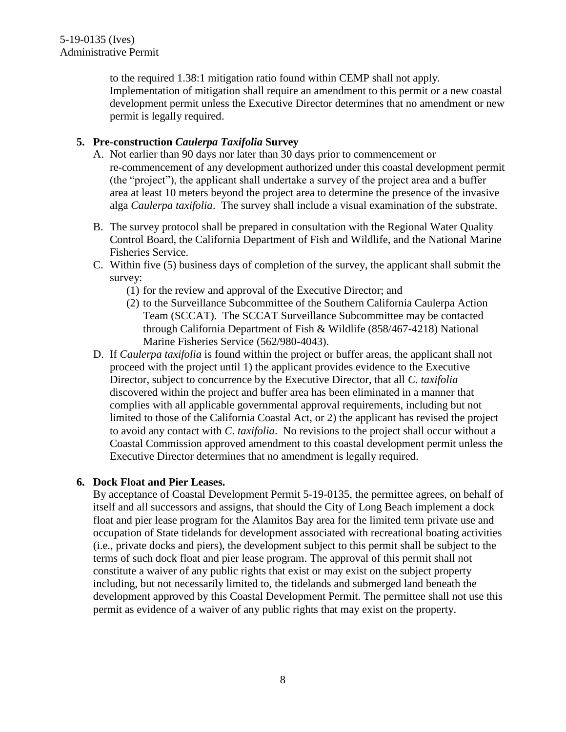to the required 1.38:1 mitigation ratio found within CEMP shall not apply. Implementation of mitigation shall require an amendment to this permit or a new coastal development permit unless the Executive Director determines that no amendment or new permit is legally required.

**5. Pre-construction *Caulerpa Taxifolia* Survey**

A. Not earlier than 90 days nor later than 30 days prior to commencement or re-commencement of any development authorized under this coastal development permit (the "project"), the applicant shall undertake a survey of the project area and a buffer area at least 10 meters beyond the project area to determine the presence of the invasive alga *Caulerpa taxifolia*. The survey shall include a visual examination of the substrate.

B. The survey protocol shall be prepared in consultation with the Regional Water Quality Control Board, the California Department of Fish and Wildlife, and the National Marine Fisheries Service.

C. Within five (5) business days of completion of the survey, the applicant shall submit the survey:
   (1) for the review and approval of the Executive Director; and
   (2) to the Surveillance Subcommittee of the Southern California Caulerpa Action Team (SCCAT). The SCCAT Surveillance Subcommittee may be contacted through California Department of Fish & Wildlife (858/467-4218) National Marine Fisheries Service (562/980-4043).

D. If *Caulerpa taxifolia* is found within the project or buffer areas, the applicant shall not proceed with the project until 1) the applicant provides evidence to the Executive Director, subject to concurrence by the Executive Director, that all *C. taxifolia* discovered within the project and buffer area has been eliminated in a manner that complies with all applicable governmental approval requirements, including but not limited to those of the California Coastal Act, or 2) the applicant has revised the project to avoid any contact with *C. taxifolia*. No revisions to the project shall occur without a Coastal Commission approved amendment to this coastal development permit unless the Executive Director determines that no amendment is legally required.

**6. Dock Float and Pier Leases.**

By acceptance of Coastal Development Permit 5-19-0135, the permittee agrees, on behalf of itself and all successors and assigns, that should the City of Long Beach implement a dock float and pier lease program for the Alamitos Bay area for the limited term private use and occupation of State tidelands for development associated with recreational boating activities (i.e., private docks and piers), the development subject to this permit shall be subject to the terms of such dock float and pier lease program. The approval of this permit shall not constitute a waiver of any public rights that exist or may exist on the subject property including, but not necessarily limited to, the tidelands and submerged land beneath the development approved by this Coastal Development Permit. The permittee shall not use this permit as evidence of a waiver of any public rights that may exist on the property.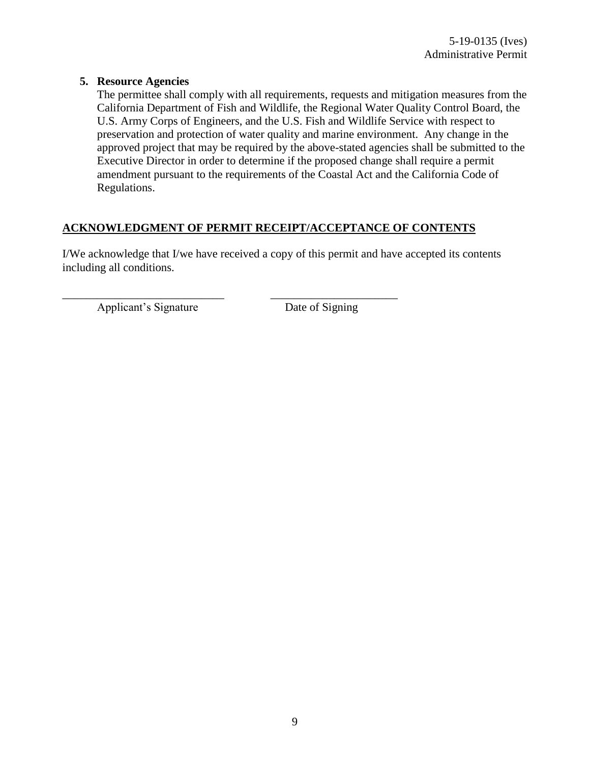**5. Resource Agencies**

The permittee shall comply with all requirements, requests and mitigation measures from the California Department of Fish and Wildlife, the Regional Water Quality Control Board, the U.S. Army Corps of Engineers, and the U.S. Fish and Wildlife Service with respect to preservation and protection of water quality and marine environment. Any change in the approved project that may be required by the above-stated agencies shall be submitted to the Executive Director in order to determine if the proposed change shall require a permit amendment pursuant to the requirements of the Coastal Act and the California Code of Regulations.

## ACKNOWLEDGMENT OF PERMIT RECEIPT/ACCEPTANCE OF CONTENTS

I/We acknowledge that I/we have received a copy of this permit and have accepted its contents including all conditions.

\_\_\_\_\_\_\_\_\_\_\_\_\_\_\_\_\_\_\_\_\_\_\_\_\_\_\_\_ \_\_\_\_\_\_\_\_\_\_\_\_\_\_\_\_\_\_\_\_\_\_

Applicant's Signature Date of Signing